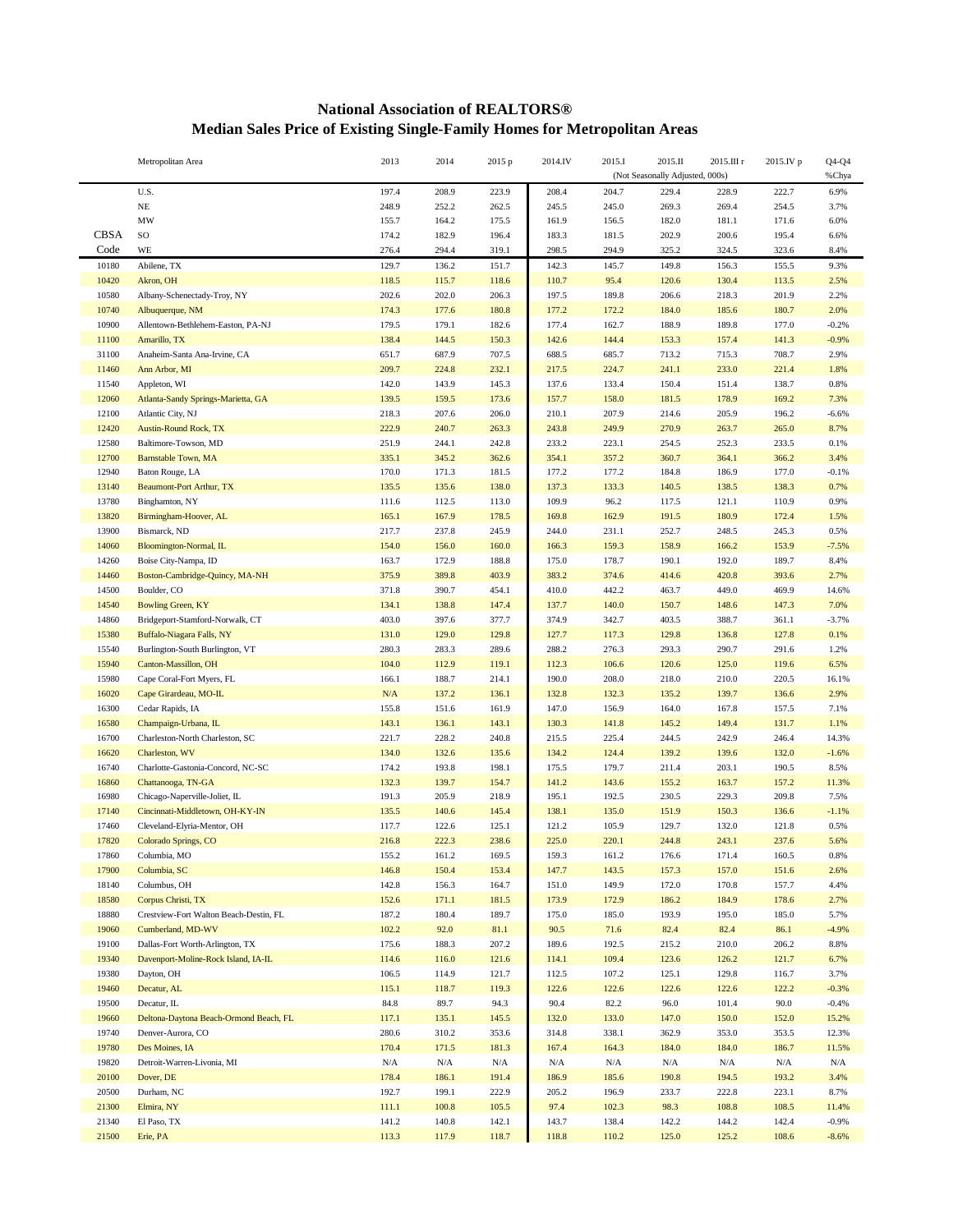# National Association of REALTORS®

## Median Sales Price of Existing Single-Family Homes for Metropolitan Areas

| CBSA Code | Metropolitan Area | 2013 | 2014 | 2015 p | 2014.IV | 2015.I | 2015.II (Not Seasonally Adjusted, 000s) | 2015.III r | 2015.IV p | Q4-Q4 %Chya |
|---|---|---|---|---|---|---|---|---|---|---|
| | U.S. | 197.4 | 208.9 | 223.9 | 208.4 | 204.7 | 229.4 | 228.9 | 222.7 | 6.9% |
| | NE | 248.9 | 252.2 | 262.5 | 245.5 | 245.0 | 269.3 | 269.4 | 254.5 | 3.7% |
| | MW | 155.7 | 164.2 | 175.5 | 161.9 | 156.5 | 182.0 | 181.1 | 171.6 | 6.0% |
| | SO | 174.2 | 182.9 | 196.4 | 183.3 | 181.5 | 202.9 | 200.6 | 195.4 | 6.6% |
| | WE | 276.4 | 294.4 | 319.1 | 298.5 | 294.9 | 325.2 | 324.5 | 323.6 | 8.4% |
| 10180 | Abilene, TX | 129.7 | 136.2 | 151.7 | 142.3 | 145.7 | 149.8 | 156.3 | 155.5 | 9.3% |
| 10420 | Akron, OH | 118.5 | 115.7 | 118.6 | 110.7 | 95.4 | 120.6 | 130.4 | 113.5 | 2.5% |
| 10580 | Albany-Schenectady-Troy, NY | 202.6 | 202.0 | 206.3 | 197.5 | 189.8 | 206.6 | 218.3 | 201.9 | 2.2% |
| 10740 | Albuquerque, NM | 174.3 | 177.6 | 180.8 | 177.2 | 172.2 | 184.0 | 185.6 | 180.7 | 2.0% |
| 10900 | Allentown-Bethlehem-Easton, PA-NJ | 179.5 | 179.1 | 182.6 | 177.4 | 162.7 | 188.9 | 189.8 | 177.0 | -0.2% |
| 11100 | Amarillo, TX | 138.4 | 144.5 | 150.3 | 142.6 | 144.4 | 153.3 | 157.4 | 141.3 | -0.9% |
| 31100 | Anaheim-Santa Ana-Irvine, CA | 651.7 | 687.9 | 707.5 | 688.5 | 685.7 | 713.2 | 715.3 | 708.7 | 2.9% |
| 11460 | Ann Arbor, MI | 209.7 | 224.8 | 232.1 | 217.5 | 224.7 | 241.1 | 233.0 | 221.4 | 1.8% |
| 11540 | Appleton, WI | 142.0 | 143.9 | 145.3 | 137.6 | 133.4 | 150.4 | 151.4 | 138.7 | 0.8% |
| 12060 | Atlanta-Sandy Springs-Marietta, GA | 139.5 | 159.5 | 173.6 | 157.7 | 158.0 | 181.5 | 178.9 | 169.2 | 7.3% |
| 12100 | Atlantic City, NJ | 218.3 | 207.6 | 206.0 | 210.1 | 207.9 | 214.6 | 205.9 | 196.2 | -6.6% |
| 12420 | Austin-Round Rock, TX | 222.9 | 240.7 | 263.3 | 243.8 | 249.9 | 270.9 | 263.7 | 265.0 | 8.7% |
| 12580 | Baltimore-Towson, MD | 251.9 | 244.1 | 242.8 | 233.2 | 223.1 | 254.5 | 252.3 | 233.5 | 0.1% |
| 12700 | Barnstable Town, MA | 335.1 | 345.2 | 362.6 | 354.1 | 357.2 | 360.7 | 364.1 | 366.2 | 3.4% |
| 12940 | Baton Rouge, LA | 170.0 | 171.3 | 181.5 | 177.2 | 177.2 | 184.8 | 186.9 | 177.0 | -0.1% |
| 13140 | Beaumont-Port Arthur, TX | 135.5 | 135.6 | 138.0 | 137.3 | 133.3 | 140.5 | 138.5 | 138.3 | 0.7% |
| 13780 | Binghamton, NY | 111.6 | 112.5 | 113.0 | 109.9 | 96.2 | 117.5 | 121.1 | 110.9 | 0.9% |
| 13820 | Birmingham-Hoover, AL | 165.1 | 167.9 | 178.5 | 169.8 | 162.9 | 191.5 | 180.9 | 172.4 | 1.5% |
| 13900 | Bismarck, ND | 217.7 | 237.8 | 245.9 | 244.0 | 231.1 | 252.7 | 248.5 | 245.3 | 0.5% |
| 14060 | Bloomington-Normal, IL | 154.0 | 156.0 | 160.0 | 166.3 | 159.3 | 158.9 | 166.2 | 153.9 | -7.5% |
| 14260 | Boise City-Nampa, ID | 163.7 | 172.9 | 188.8 | 175.0 | 178.7 | 190.1 | 192.0 | 189.7 | 8.4% |
| 14460 | Boston-Cambridge-Quincy, MA-NH | 375.9 | 389.8 | 403.9 | 383.2 | 374.6 | 414.6 | 420.8 | 393.6 | 2.7% |
| 14500 | Boulder, CO | 371.8 | 390.7 | 454.1 | 410.0 | 442.2 | 463.7 | 449.0 | 469.9 | 14.6% |
| 14540 | Bowling Green, KY | 134.1 | 138.8 | 147.4 | 137.7 | 140.0 | 150.7 | 148.6 | 147.3 | 7.0% |
| 14860 | Bridgeport-Stamford-Norwalk, CT | 403.0 | 397.6 | 377.7 | 374.9 | 342.7 | 403.5 | 388.7 | 361.1 | -3.7% |
| 15380 | Buffalo-Niagara Falls, NY | 131.0 | 129.0 | 129.8 | 127.7 | 117.3 | 129.8 | 136.8 | 127.8 | 0.1% |
| 15540 | Burlington-South Burlington, VT | 280.3 | 283.3 | 289.6 | 288.2 | 276.3 | 293.3 | 290.7 | 291.6 | 1.2% |
| 15940 | Canton-Massillon, OH | 104.0 | 112.9 | 119.1 | 112.3 | 106.6 | 120.6 | 125.0 | 119.6 | 6.5% |
| 15980 | Cape Coral-Fort Myers, FL | 166.1 | 188.7 | 214.1 | 190.0 | 208.0 | 218.0 | 210.0 | 220.5 | 16.1% |
| 16020 | Cape Girardeau, MO-IL | N/A | 137.2 | 136.1 | 132.8 | 132.3 | 135.2 | 139.7 | 136.6 | 2.9% |
| 16300 | Cedar Rapids, IA | 155.8 | 151.6 | 161.9 | 147.0 | 156.9 | 164.0 | 167.8 | 157.5 | 7.1% |
| 16580 | Champaign-Urbana, IL | 143.1 | 136.1 | 143.1 | 130.3 | 141.8 | 145.2 | 149.4 | 131.7 | 1.1% |
| 16700 | Charleston-North Charleston, SC | 221.7 | 228.2 | 240.8 | 215.5 | 225.4 | 244.5 | 242.9 | 246.4 | 14.3% |
| 16620 | Charleston, WV | 134.0 | 132.6 | 135.6 | 134.2 | 124.4 | 139.2 | 139.6 | 132.0 | -1.6% |
| 16740 | Charlotte-Gastonia-Concord, NC-SC | 174.2 | 193.8 | 198.1 | 175.5 | 179.7 | 211.4 | 203.1 | 190.5 | 8.5% |
| 16860 | Chattanooga, TN-GA | 132.3 | 139.7 | 154.7 | 141.2 | 143.6 | 155.2 | 163.7 | 157.2 | 11.3% |
| 16980 | Chicago-Naperville-Joliet, IL | 191.3 | 205.9 | 218.9 | 195.1 | 192.5 | 230.5 | 229.3 | 209.8 | 7.5% |
| 17140 | Cincinnati-Middletown, OH-KY-IN | 135.5 | 140.6 | 145.4 | 138.1 | 135.0 | 151.9 | 150.3 | 136.6 | -1.1% |
| 17460 | Cleveland-Elyria-Mentor, OH | 117.7 | 122.6 | 125.1 | 121.2 | 105.9 | 129.7 | 132.0 | 121.8 | 0.5% |
| 17820 | Colorado Springs, CO | 216.8 | 222.3 | 238.6 | 225.0 | 220.1 | 244.8 | 243.1 | 237.6 | 5.6% |
| 17860 | Columbia, MO | 155.2 | 161.2 | 169.5 | 159.3 | 161.2 | 176.6 | 171.4 | 160.5 | 0.8% |
| 17900 | Columbia, SC | 146.8 | 150.4 | 153.4 | 147.7 | 143.5 | 157.3 | 157.0 | 151.6 | 2.6% |
| 18140 | Columbus, OH | 142.8 | 156.3 | 164.7 | 151.0 | 149.9 | 172.0 | 170.8 | 157.7 | 4.4% |
| 18580 | Corpus Christi, TX | 152.6 | 171.1 | 181.5 | 173.9 | 172.9 | 186.2 | 184.9 | 178.6 | 2.7% |
| 18880 | Crestview-Fort Walton Beach-Destin, FL | 187.2 | 180.4 | 189.7 | 175.0 | 185.0 | 193.9 | 195.0 | 185.0 | 5.7% |
| 19060 | Cumberland, MD-WV | 102.2 | 92.0 | 81.1 | 90.5 | 71.6 | 82.4 | 82.4 | 86.1 | -4.9% |
| 19100 | Dallas-Fort Worth-Arlington, TX | 175.6 | 188.3 | 207.2 | 189.6 | 192.5 | 215.2 | 210.0 | 206.2 | 8.8% |
| 19340 | Davenport-Moline-Rock Island, IA-IL | 114.6 | 116.0 | 121.6 | 114.1 | 109.4 | 123.6 | 126.2 | 121.7 | 6.7% |
| 19380 | Dayton, OH | 106.5 | 114.9 | 121.7 | 112.5 | 107.2 | 125.1 | 129.8 | 116.7 | 3.7% |
| 19460 | Decatur, AL | 115.1 | 118.7 | 119.3 | 122.6 | 122.6 | 122.6 | 122.6 | 122.2 | -0.3% |
| 19500 | Decatur, IL | 84.8 | 89.7 | 94.3 | 90.4 | 82.2 | 96.0 | 101.4 | 90.0 | -0.4% |
| 19660 | Deltona-Daytona Beach-Ormond Beach, FL | 117.1 | 135.1 | 145.5 | 132.0 | 133.0 | 147.0 | 150.0 | 152.0 | 15.2% |
| 19740 | Denver-Aurora, CO | 280.6 | 310.2 | 353.6 | 314.8 | 338.1 | 362.9 | 353.0 | 353.5 | 12.3% |
| 19780 | Des Moines, IA | 170.4 | 171.5 | 181.3 | 167.4 | 164.3 | 184.0 | 184.0 | 186.7 | 11.5% |
| 19820 | Detroit-Warren-Livonia, MI | N/A | N/A | N/A | N/A | N/A | N/A | N/A | N/A | N/A |
| 20100 | Dover, DE | 178.4 | 186.1 | 191.4 | 186.9 | 185.6 | 190.8 | 194.5 | 193.2 | 3.4% |
| 20500 | Durham, NC | 192.7 | 199.1 | 222.9 | 205.2 | 196.9 | 233.7 | 222.8 | 223.1 | 8.7% |
| 21300 | Elmira, NY | 111.1 | 100.8 | 105.5 | 97.4 | 102.3 | 98.3 | 108.8 | 108.5 | 11.4% |
| 21340 | El Paso, TX | 141.2 | 140.8 | 142.1 | 143.7 | 138.4 | 142.2 | 144.2 | 142.4 | -0.9% |
| 21500 | Erie, PA | 113.3 | 117.9 | 118.7 | 118.8 | 110.2 | 125.0 | 125.2 | 108.6 | -8.6% |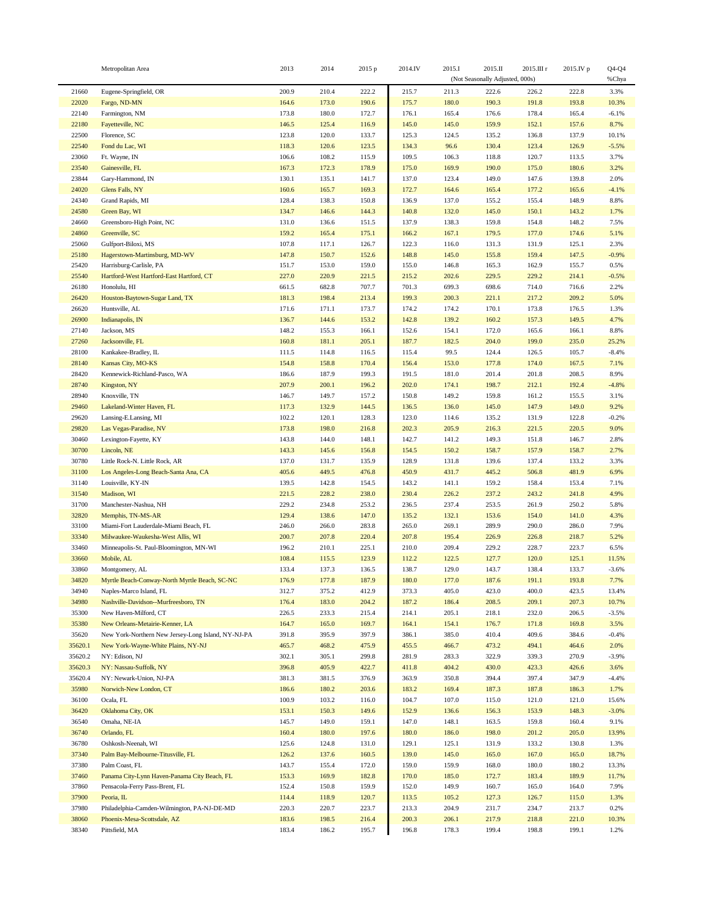| | Metropolitan Area | 2013 | 2014 | 2015 p | 2014.IV | 2015.I | 2015.II | 2015.III r | 2015.IV p | Q4-Q4 |
|---|---|---|---|---|---|---|---|---|---|---|
| | | | | | | (Not Seasonally Adjusted, 000s) | | | | %Chya |
| 21660 | Eugene-Springfield, OR | 200.9 | 210.4 | 222.2 | 215.7 | 211.3 | 222.6 | 226.2 | 222.8 | 3.3% |
| 22020 | Fargo, ND-MN | 164.6 | 173.0 | 190.6 | 175.7 | 180.0 | 190.3 | 191.8 | 193.8 | 10.3% |
| 22140 | Farmington, NM | 173.8 | 180.0 | 172.7 | 176.1 | 165.4 | 176.6 | 178.4 | 165.4 | -6.1% |
| 22180 | Fayetteville, NC | 146.5 | 125.4 | 116.9 | 145.0 | 145.0 | 159.9 | 152.1 | 157.6 | 8.7% |
| 22500 | Florence, SC | 123.8 | 120.0 | 133.7 | 125.3 | 124.5 | 135.2 | 136.8 | 137.9 | 10.1% |
| 22540 | Fond du Lac, WI | 118.3 | 120.6 | 123.5 | 134.3 | 96.6 | 130.4 | 123.4 | 126.9 | -5.5% |
| 23060 | Ft. Wayne, IN | 106.6 | 108.2 | 115.9 | 109.5 | 106.3 | 118.8 | 120.7 | 113.5 | 3.7% |
| 23540 | Gainesville, FL | 167.3 | 172.3 | 178.9 | 175.0 | 169.9 | 190.0 | 175.0 | 180.6 | 3.2% |
| 23844 | Gary-Hammond, IN | 130.1 | 135.1 | 141.7 | 137.0 | 123.4 | 149.0 | 147.6 | 139.8 | 2.0% |
| 24020 | Glens Falls, NY | 160.6 | 165.7 | 169.3 | 172.7 | 164.6 | 165.4 | 177.2 | 165.6 | -4.1% |
| 24340 | Grand Rapids, MI | 128.4 | 138.3 | 150.8 | 136.9 | 137.0 | 155.2 | 155.4 | 148.9 | 8.8% |
| 24580 | Green Bay, WI | 134.7 | 146.6 | 144.3 | 140.8 | 132.0 | 145.0 | 150.1 | 143.2 | 1.7% |
| 24660 | Greensboro-High Point, NC | 131.0 | 136.6 | 151.5 | 137.9 | 138.3 | 159.8 | 154.8 | 148.2 | 7.5% |
| 24860 | Greenville, SC | 159.2 | 165.4 | 175.1 | 166.2 | 167.1 | 179.5 | 177.0 | 174.6 | 5.1% |
| 25060 | Gulfport-Biloxi, MS | 107.8 | 117.1 | 126.7 | 122.3 | 116.0 | 131.3 | 131.9 | 125.1 | 2.3% |
| 25180 | Hagerstown-Martinsburg, MD-WV | 147.8 | 150.7 | 152.6 | 148.8 | 145.0 | 155.8 | 159.4 | 147.5 | -0.9% |
| 25420 | Harrisburg-Carlisle, PA | 151.7 | 153.0 | 159.0 | 155.0 | 146.8 | 165.3 | 162.9 | 155.7 | 0.5% |
| 25540 | Hartford-West Hartford-East Hartford, CT | 227.0 | 220.9 | 221.5 | 215.2 | 202.6 | 229.5 | 229.2 | 214.1 | -0.5% |
| 26180 | Honolulu, HI | 661.5 | 682.8 | 707.7 | 701.3 | 699.3 | 698.6 | 714.0 | 716.6 | 2.2% |
| 26420 | Houston-Baytown-Sugar Land, TX | 181.3 | 198.4 | 213.4 | 199.3 | 200.3 | 221.1 | 217.2 | 209.2 | 5.0% |
| 26620 | Huntsville, AL | 171.6 | 171.1 | 173.7 | 174.2 | 174.2 | 170.1 | 173.8 | 176.5 | 1.3% |
| 26900 | Indianapolis, IN | 136.7 | 144.6 | 153.2 | 142.8 | 139.2 | 160.2 | 157.3 | 149.5 | 4.7% |
| 27140 | Jackson, MS | 148.2 | 155.3 | 166.1 | 152.6 | 154.1 | 172.0 | 165.6 | 166.1 | 8.8% |
| 27260 | Jacksonville, FL | 160.8 | 181.1 | 205.1 | 187.7 | 182.5 | 204.0 | 199.0 | 235.0 | 25.2% |
| 28100 | Kankakee-Bradley, IL | 111.5 | 114.8 | 116.5 | 115.4 | 99.5 | 124.4 | 126.5 | 105.7 | -8.4% |
| 28140 | Kansas City, MO-KS | 154.8 | 158.8 | 170.4 | 156.4 | 153.0 | 177.8 | 174.0 | 167.5 | 7.1% |
| 28420 | Kennewick-Richland-Pasco, WA | 186.6 | 187.9 | 199.3 | 191.5 | 181.0 | 201.4 | 201.8 | 208.5 | 8.9% |
| 28740 | Kingston, NY | 207.9 | 200.1 | 196.2 | 202.0 | 174.1 | 198.7 | 212.1 | 192.4 | -4.8% |
| 28940 | Knoxville, TN | 146.7 | 149.7 | 157.2 | 150.8 | 149.2 | 159.8 | 161.2 | 155.5 | 3.1% |
| 29460 | Lakeland-Winter Haven, FL | 117.3 | 132.9 | 144.5 | 136.5 | 136.0 | 145.0 | 147.9 | 149.0 | 9.2% |
| 29620 | Lansing-E.Lansing, MI | 102.2 | 120.1 | 128.3 | 123.0 | 114.6 | 135.2 | 131.9 | 122.8 | -0.2% |
| 29820 | Las Vegas-Paradise, NV | 173.8 | 198.0 | 216.8 | 202.3 | 205.9 | 216.3 | 221.5 | 220.5 | 9.0% |
| 30460 | Lexington-Fayette, KY | 143.8 | 144.0 | 148.1 | 142.7 | 141.2 | 149.3 | 151.8 | 146.7 | 2.8% |
| 30700 | Lincoln, NE | 143.3 | 145.6 | 156.8 | 154.5 | 150.2 | 158.7 | 157.9 | 158.7 | 2.7% |
| 30780 | Little Rock-N. Little Rock, AR | 137.0 | 131.7 | 135.9 | 128.9 | 131.8 | 139.6 | 137.4 | 133.2 | 3.3% |
| 31100 | Los Angeles-Long Beach-Santa Ana, CA | 405.6 | 449.5 | 476.8 | 450.9 | 431.7 | 445.2 | 506.8 | 481.9 | 6.9% |
| 31140 | Louisville, KY-IN | 139.5 | 142.8 | 154.5 | 143.2 | 141.1 | 159.2 | 158.4 | 153.4 | 7.1% |
| 31540 | Madison, WI | 221.5 | 228.2 | 238.0 | 230.4 | 226.2 | 237.2 | 243.2 | 241.8 | 4.9% |
| 31700 | Manchester-Nashua, NH | 229.2 | 234.8 | 253.2 | 236.5 | 237.4 | 253.5 | 261.9 | 250.2 | 5.8% |
| 32820 | Memphis, TN-MS-AR | 129.4 | 138.6 | 147.0 | 135.2 | 132.1 | 153.6 | 154.0 | 141.0 | 4.3% |
| 33100 | Miami-Fort Lauderdale-Miami Beach, FL | 246.0 | 266.0 | 283.8 | 265.0 | 269.1 | 289.9 | 290.0 | 286.0 | 7.9% |
| 33340 | Milwaukee-Waukesha-West Allis, WI | 200.7 | 207.8 | 220.4 | 207.8 | 195.4 | 226.9 | 226.8 | 218.7 | 5.2% |
| 33460 | Minneapolis-St. Paul-Bloomington, MN-WI | 196.2 | 210.1 | 225.1 | 210.0 | 209.4 | 229.2 | 228.7 | 223.7 | 6.5% |
| 33660 | Mobile, AL | 108.4 | 115.5 | 123.9 | 112.2 | 122.5 | 127.7 | 120.0 | 125.1 | 11.5% |
| 33860 | Montgomery, AL | 133.4 | 137.3 | 136.5 | 138.7 | 129.0 | 143.7 | 138.4 | 133.7 | -3.6% |
| 34820 | Myrtle Beach-Conway-North Myrtle Beach, SC-NC | 176.9 | 177.8 | 187.9 | 180.0 | 177.0 | 187.6 | 191.1 | 193.8 | 7.7% |
| 34940 | Naples-Marco Island, FL | 312.7 | 375.2 | 412.9 | 373.3 | 405.0 | 423.0 | 400.0 | 423.5 | 13.4% |
| 34980 | Nashville-Davidson--Murfreesboro, TN | 176.4 | 183.0 | 204.2 | 187.2 | 186.4 | 208.5 | 209.1 | 207.3 | 10.7% |
| 35300 | New Haven-Milford, CT | 226.5 | 233.3 | 215.4 | 214.1 | 205.1 | 218.1 | 232.0 | 206.5 | -3.5% |
| 35380 | New Orleans-Metairie-Kenner, LA | 164.7 | 165.0 | 169.7 | 164.1 | 154.1 | 176.7 | 171.8 | 169.8 | 3.5% |
| 35620 | New York-Northern New Jersey-Long Island, NY-NJ-PA | 391.8 | 395.9 | 397.9 | 386.1 | 385.0 | 410.4 | 409.6 | 384.6 | -0.4% |
| 35620.1 | New York-Wayne-White Plains, NY-NJ | 465.7 | 468.2 | 475.9 | 455.5 | 466.7 | 473.2 | 494.1 | 464.6 | 2.0% |
| 35620.2 | NY: Edison, NJ | 302.1 | 305.1 | 299.8 | 281.9 | 283.3 | 322.9 | 339.3 | 270.9 | -3.9% |
| 35620.3 | NY: Nassau-Suffolk, NY | 396.8 | 405.9 | 422.7 | 411.8 | 404.2 | 430.0 | 423.3 | 426.6 | 3.6% |
| 35620.4 | NY: Newark-Union, NJ-PA | 381.3 | 381.5 | 376.9 | 363.9 | 350.8 | 394.4 | 397.4 | 347.9 | -4.4% |
| 35980 | Norwich-New London, CT | 186.6 | 180.2 | 203.6 | 183.2 | 169.4 | 187.3 | 187.8 | 186.3 | 1.7% |
| 36100 | Ocala, FL | 100.9 | 103.2 | 116.0 | 104.7 | 107.0 | 115.0 | 121.0 | 121.0 | 15.6% |
| 36420 | Oklahoma City, OK | 153.1 | 150.3 | 149.6 | 152.9 | 136.6 | 156.3 | 153.9 | 148.3 | -3.0% |
| 36540 | Omaha, NE-IA | 145.7 | 149.0 | 159.1 | 147.0 | 148.1 | 163.5 | 159.8 | 160.4 | 9.1% |
| 36740 | Orlando, FL | 160.4 | 180.0 | 197.6 | 180.0 | 186.0 | 198.0 | 201.2 | 205.0 | 13.9% |
| 36780 | Oshkosh-Neenah, WI | 125.6 | 124.8 | 131.0 | 129.1 | 125.1 | 131.9 | 133.2 | 130.8 | 1.3% |
| 37340 | Palm Bay-Melbourne-Titusville, FL | 126.2 | 137.6 | 160.5 | 139.0 | 145.0 | 165.0 | 167.0 | 165.0 | 18.7% |
| 37380 | Palm Coast, FL | 143.7 | 155.4 | 172.0 | 159.0 | 159.9 | 168.0 | 180.0 | 180.2 | 13.3% |
| 37460 | Panama City-Lynn Haven-Panama City Beach, FL | 153.3 | 169.9 | 182.8 | 170.0 | 185.0 | 172.7 | 183.4 | 189.9 | 11.7% |
| 37860 | Pensacola-Ferry Pass-Brent, FL | 152.4 | 150.8 | 159.9 | 152.0 | 149.9 | 160.7 | 165.0 | 164.0 | 7.9% |
| 37900 | Peoria, IL | 114.4 | 118.9 | 120.7 | 113.5 | 105.2 | 127.3 | 126.7 | 115.0 | 1.3% |
| 37980 | Philadelphia-Camden-Wilmington, PA-NJ-DE-MD | 220.3 | 220.7 | 223.7 | 213.3 | 204.9 | 231.7 | 234.7 | 213.7 | 0.2% |
| 38060 | Phoenix-Mesa-Scottsdale, AZ | 183.6 | 198.5 | 216.4 | 200.3 | 206.1 | 217.9 | 218.8 | 221.0 | 10.3% |
| 38340 | Pittsfield, MA | 183.4 | 186.2 | 195.7 | 196.8 | 178.3 | 199.4 | 198.8 | 199.1 | 1.2% |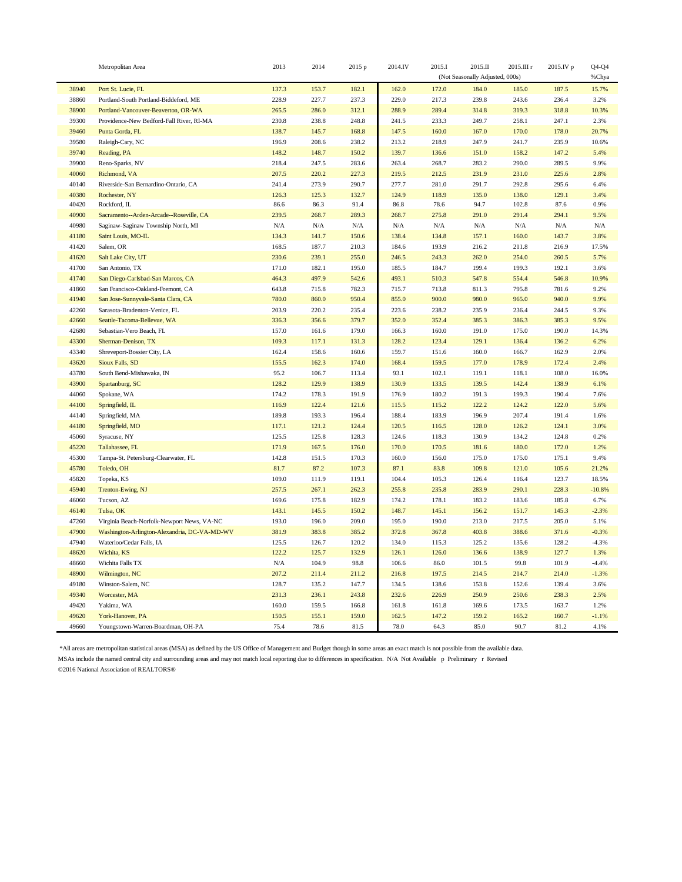| | Metropolitan Area | 2013 | 2014 | 2015 p | 2014.IV | 2015.I | 2015.II | 2015.III r | 2015.IV p | Q4-Q4 |
|---|---|---|---|---|---|---|---|---|---|---|
| | | | | | | (Not Seasonally Adjusted, 000s) | | | | %Chya |
| 38940 | Port St. Lucie, FL | 137.3 | 153.7 | 182.1 | 162.0 | 172.0 | 184.0 | 185.0 | 187.5 | 15.7% |
| 38860 | Portland-South Portland-Biddeford, ME | 228.9 | 227.7 | 237.3 | 229.0 | 217.3 | 239.8 | 243.6 | 236.4 | 3.2% |
| 38900 | Portland-Vancouver-Beaverton, OR-WA | 265.5 | 286.0 | 312.1 | 288.9 | 289.4 | 314.8 | 319.3 | 318.8 | 10.3% |
| 39300 | Providence-New Bedford-Fall River, RI-MA | 230.8 | 238.8 | 248.8 | 241.5 | 233.3 | 249.7 | 258.1 | 247.1 | 2.3% |
| 39460 | Punta Gorda, FL | 138.7 | 145.7 | 168.8 | 147.5 | 160.0 | 167.0 | 170.0 | 178.0 | 20.7% |
| 39580 | Raleigh-Cary, NC | 196.9 | 208.6 | 238.2 | 213.2 | 218.9 | 247.9 | 241.7 | 235.9 | 10.6% |
| 39740 | Reading, PA | 148.2 | 148.7 | 150.2 | 139.7 | 136.6 | 151.0 | 158.2 | 147.2 | 5.4% |
| 39900 | Reno-Sparks, NV | 218.4 | 247.5 | 283.6 | 263.4 | 268.7 | 283.2 | 290.0 | 289.5 | 9.9% |
| 40060 | Richmond, VA | 207.5 | 220.2 | 227.3 | 219.5 | 212.5 | 231.9 | 231.0 | 225.6 | 2.8% |
| 40140 | Riverside-San Bernardino-Ontario, CA | 241.4 | 273.9 | 290.7 | 277.7 | 281.0 | 291.7 | 292.8 | 295.6 | 6.4% |
| 40380 | Rochester, NY | 126.3 | 125.3 | 132.7 | 124.9 | 118.9 | 135.0 | 138.0 | 129.1 | 3.4% |
| 40420 | Rockford, IL | 86.6 | 86.3 | 91.4 | 86.8 | 78.6 | 94.7 | 102.8 | 87.6 | 0.9% |
| 40900 | Sacramento--Arden-Arcade--Roseville, CA | 239.5 | 268.7 | 289.3 | 268.7 | 275.8 | 291.0 | 291.4 | 294.1 | 9.5% |
| 40980 | Saginaw-Saginaw Township North, MI | N/A | N/A | N/A | N/A | N/A | N/A | N/A | N/A | N/A |
| 41180 | Saint Louis, MO-IL | 134.3 | 141.7 | 150.6 | 138.4 | 134.8 | 157.1 | 160.0 | 143.7 | 3.8% |
| 41420 | Salem, OR | 168.5 | 187.7 | 210.3 | 184.6 | 193.9 | 216.2 | 211.8 | 216.9 | 17.5% |
| 41620 | Salt Lake City, UT | 230.6 | 239.1 | 255.0 | 246.5 | 243.3 | 262.0 | 254.0 | 260.5 | 5.7% |
| 41700 | San Antonio, TX | 171.0 | 182.1 | 195.0 | 185.5 | 184.7 | 199.4 | 199.3 | 192.1 | 3.6% |
| 41740 | San Diego-Carlsbad-San Marcos, CA | 464.3 | 497.9 | 542.6 | 493.1 | 510.3 | 547.8 | 554.4 | 546.8 | 10.9% |
| 41860 | San Francisco-Oakland-Fremont, CA | 643.8 | 715.8 | 782.3 | 715.7 | 713.8 | 811.3 | 795.8 | 781.6 | 9.2% |
| 41940 | San Jose-Sunnyvale-Santa Clara, CA | 780.0 | 860.0 | 950.4 | 855.0 | 900.0 | 980.0 | 965.0 | 940.0 | 9.9% |
| 42260 | Sarasota-Bradenton-Venice, FL | 203.9 | 220.2 | 235.4 | 223.6 | 238.2 | 235.9 | 236.4 | 244.5 | 9.3% |
| 42660 | Seattle-Tacoma-Bellevue, WA | 336.3 | 356.6 | 379.7 | 352.0 | 352.4 | 385.3 | 386.3 | 385.3 | 9.5% |
| 42680 | Sebastian-Vero Beach, FL | 157.0 | 161.6 | 179.0 | 166.3 | 160.0 | 191.0 | 175.0 | 190.0 | 14.3% |
| 43300 | Sherman-Denison, TX | 109.3 | 117.1 | 131.3 | 128.2 | 123.4 | 129.1 | 136.4 | 136.2 | 6.2% |
| 43340 | Shreveport-Bossier City, LA | 162.4 | 158.6 | 160.6 | 159.7 | 151.6 | 160.0 | 166.7 | 162.9 | 2.0% |
| 43620 | Sioux Falls, SD | 155.5 | 162.3 | 174.0 | 168.4 | 159.5 | 177.0 | 178.9 | 172.4 | 2.4% |
| 43780 | South Bend-Mishawaka, IN | 95.2 | 106.7 | 113.4 | 93.1 | 102.1 | 119.1 | 118.1 | 108.0 | 16.0% |
| 43900 | Spartanburg, SC | 128.2 | 129.9 | 138.9 | 130.9 | 133.5 | 139.5 | 142.4 | 138.9 | 6.1% |
| 44060 | Spokane, WA | 174.2 | 178.3 | 191.9 | 176.9 | 180.2 | 191.3 | 199.3 | 190.4 | 7.6% |
| 44100 | Springfield, IL | 116.9 | 122.4 | 121.6 | 115.5 | 115.2 | 122.2 | 124.2 | 122.0 | 5.6% |
| 44140 | Springfield, MA | 189.8 | 193.3 | 196.4 | 188.4 | 183.9 | 196.9 | 207.4 | 191.4 | 1.6% |
| 44180 | Springfield, MO | 117.1 | 121.2 | 124.4 | 120.5 | 116.5 | 128.0 | 126.2 | 124.1 | 3.0% |
| 45060 | Syracuse, NY | 125.5 | 125.8 | 128.3 | 124.6 | 118.3 | 130.9 | 134.2 | 124.8 | 0.2% |
| 45220 | Tallahassee, FL | 171.9 | 167.5 | 176.0 | 170.0 | 170.5 | 181.6 | 180.0 | 172.0 | 1.2% |
| 45300 | Tampa-St. Petersburg-Clearwater, FL | 142.8 | 151.5 | 170.3 | 160.0 | 156.0 | 175.0 | 175.0 | 175.1 | 9.4% |
| 45780 | Toledo, OH | 81.7 | 87.2 | 107.3 | 87.1 | 83.8 | 109.8 | 121.0 | 105.6 | 21.2% |
| 45820 | Topeka, KS | 109.0 | 111.9 | 119.1 | 104.4 | 105.3 | 126.4 | 116.4 | 123.7 | 18.5% |
| 45940 | Trenton-Ewing, NJ | 257.5 | 267.1 | 262.3 | 255.8 | 235.8 | 283.9 | 290.1 | 228.3 | -10.8% |
| 46060 | Tucson, AZ | 169.6 | 175.8 | 182.9 | 174.2 | 178.1 | 183.2 | 183.6 | 185.8 | 6.7% |
| 46140 | Tulsa, OK | 143.1 | 145.5 | 150.2 | 148.7 | 145.1 | 156.2 | 151.7 | 145.3 | -2.3% |
| 47260 | Virginia Beach-Norfolk-Newport News, VA-NC | 193.0 | 196.0 | 209.0 | 195.0 | 190.0 | 213.0 | 217.5 | 205.0 | 5.1% |
| 47900 | Washington-Arlington-Alexandria, DC-VA-MD-WV | 381.9 | 383.8 | 385.2 | 372.8 | 367.8 | 403.8 | 388.6 | 371.6 | -0.3% |
| 47940 | Waterloo/Cedar Falls, IA | 125.5 | 126.7 | 120.2 | 134.0 | 115.3 | 125.2 | 135.6 | 128.2 | -4.3% |
| 48620 | Wichita, KS | 122.2 | 125.7 | 132.9 | 126.1 | 126.0 | 136.6 | 138.9 | 127.7 | 1.3% |
| 48660 | Wichita Falls TX | N/A | 104.9 | 98.8 | 106.6 | 86.0 | 101.5 | 99.8 | 101.9 | -4.4% |
| 48900 | Wilmington, NC | 207.2 | 211.4 | 211.2 | 216.8 | 197.5 | 214.5 | 214.7 | 214.0 | -1.3% |
| 49180 | Winston-Salem, NC | 128.7 | 135.2 | 147.7 | 134.5 | 138.6 | 153.8 | 152.6 | 139.4 | 3.6% |
| 49340 | Worcester, MA | 231.3 | 236.1 | 243.8 | 232.6 | 226.9 | 250.9 | 250.6 | 238.3 | 2.5% |
| 49420 | Yakima, WA | 160.0 | 159.5 | 166.8 | 161.8 | 161.8 | 169.6 | 173.5 | 163.7 | 1.2% |
| 49620 | York-Hanover, PA | 150.5 | 155.1 | 159.0 | 162.5 | 147.2 | 159.2 | 165.2 | 160.7 | -1.1% |
| 49660 | Youngstown-Warren-Boardman, OH-PA | 75.4 | 78.6 | 81.5 | 78.0 | 64.3 | 85.0 | 90.7 | 81.2 | 4.1% |

*All areas are metropolitan statistical areas (MSA) as defined by the US Office of Management and Budget though in some areas an exact match is not possible from the available data.

MSAs include the named central city and surrounding areas and may not match local reporting due to differences in specification. N/A Not Available p Preliminary r Revised

©2016 National Association of REALTORS®